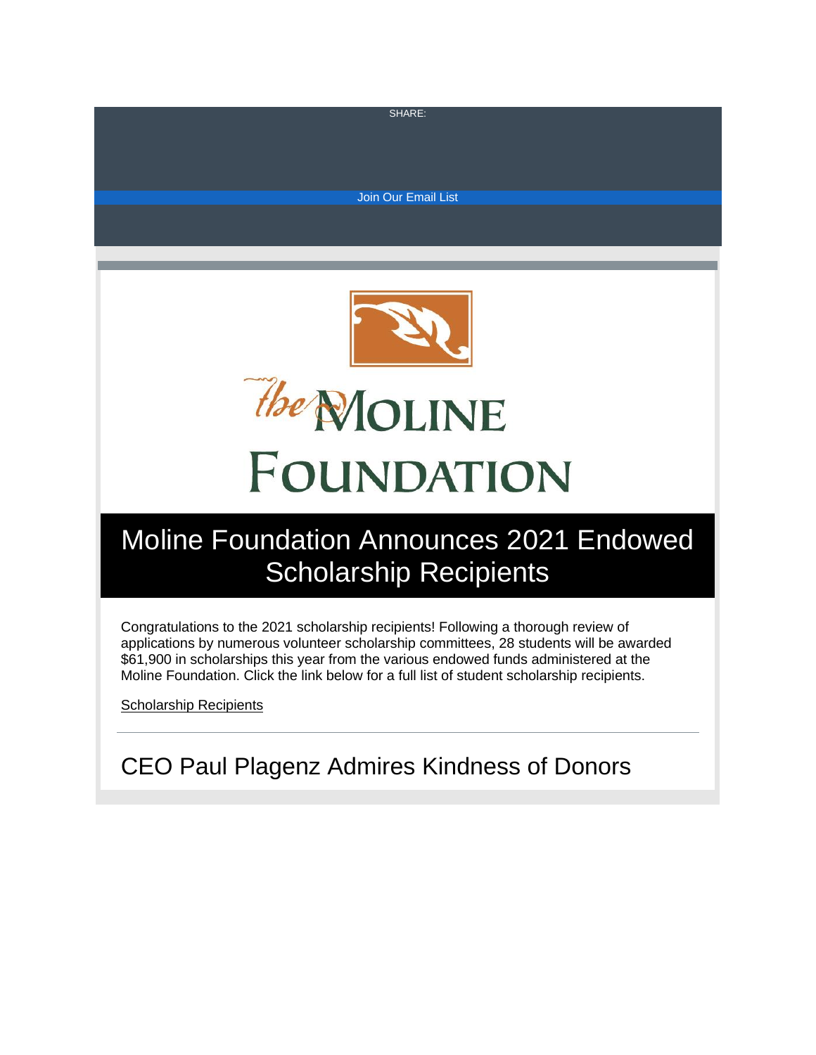SHARE:

Join Our Email List

the Moline Foundation

# Moline Foundation Announces 2021 Endowed Scholarship Recipients

Congratulations to the 2021 scholarship recipients! Following a thorough review of applications by numerous volunteer scholarship committees, 28 students will be awarded $61,900 in scholarships this year from the various endowed funds administered at the Moline Foundation. Click the link below for a full list of student scholarship recipients.

Scholarship Recipients

---

## CEO Paul Plagenz Admires Kindness of Donors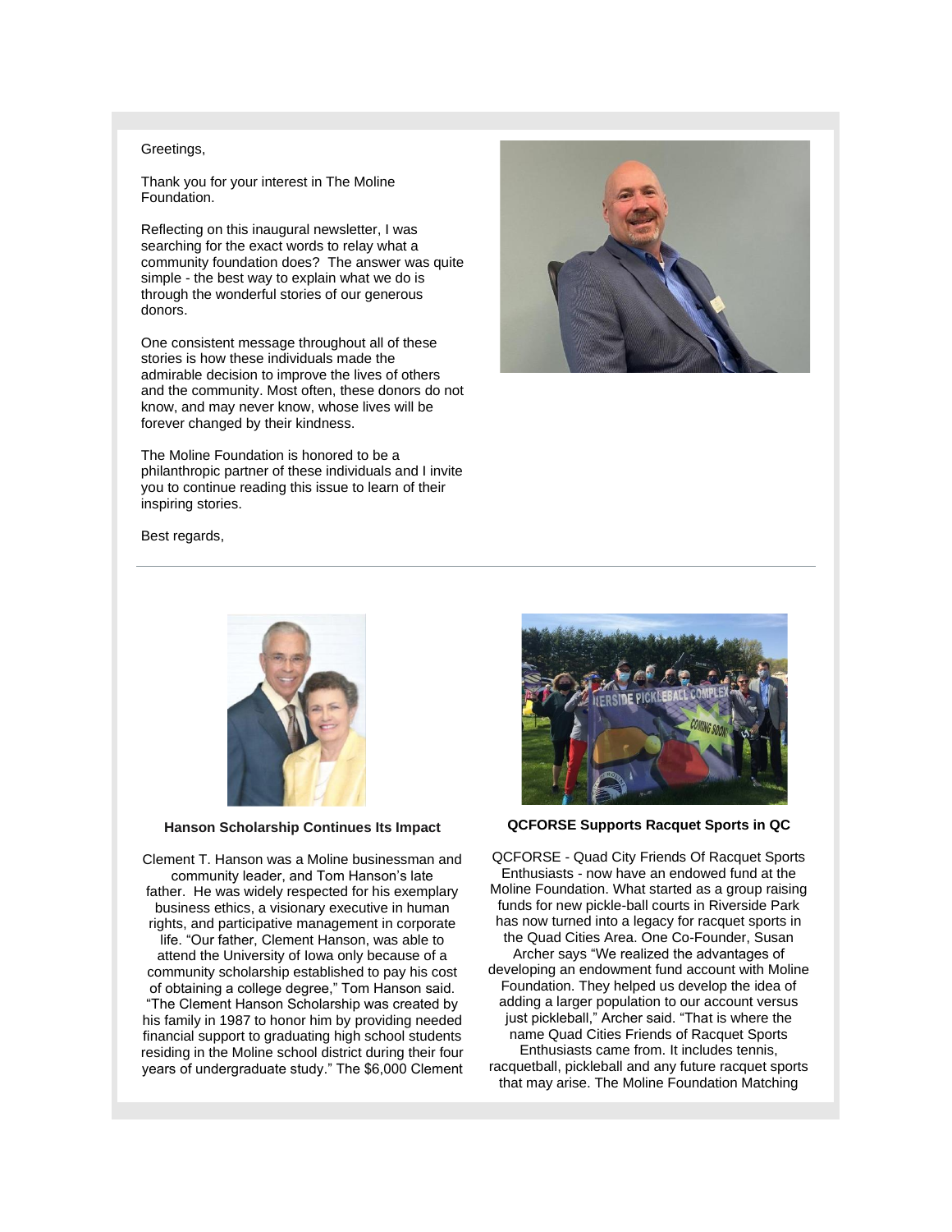Greetings,

Thank you for your interest in The Moline Foundation.

Reflecting on this inaugural newsletter, I was searching for the exact words to relay what a community foundation does? The answer was quite simple - the best way to explain what we do is through the wonderful stories of our generous donors.

One consistent message throughout all of these stories is how these individuals made the admirable decision to improve the lives of others and the community. Most often, these donors do not know, and may never know, whose lives will be forever changed by their kindness.

The Moline Foundation is honored to be a philanthropic partner of these individuals and I invite you to continue reading this issue to learn of their inspiring stories.

Best regards,

---

**Hanson Scholarship Continues Its Impact**

Clement T. Hanson was a Moline businessman and community leader, and Tom Hanson's late father. He was widely respected for his exemplary business ethics, a visionary executive in human rights, and participative management in corporate life. "Our father, Clement Hanson, was able to attend the University of Iowa only because of a community scholarship established to pay his cost of obtaining a college degree," Tom Hanson said. "The Clement Hanson Scholarship was created by his family in 1987 to honor him by providing needed financial support to graduating high school students residing in the Moline school district during their four years of undergraduate study." The $6,000 Clement

**QCFORSE Supports Racquet Sports in QC**

QCFORSE - Quad City Friends Of Racquet Sports Enthusiasts - now have an endowed fund at the Moline Foundation. What started as a group raising funds for new pickle-ball courts in Riverside Park has now turned into a legacy for racquet sports in the Quad Cities Area. One Co-Founder, Susan Archer says "We realized the advantages of developing an endowment fund account with Moline Foundation. They helped us develop the idea of adding a larger population to our account versus just pickleball," Archer said. "That is where the name Quad Cities Friends of Racquet Sports Enthusiasts came from. It includes tennis, racquetball, pickleball and any future racquet sports that may arise. The Moline Foundation Matching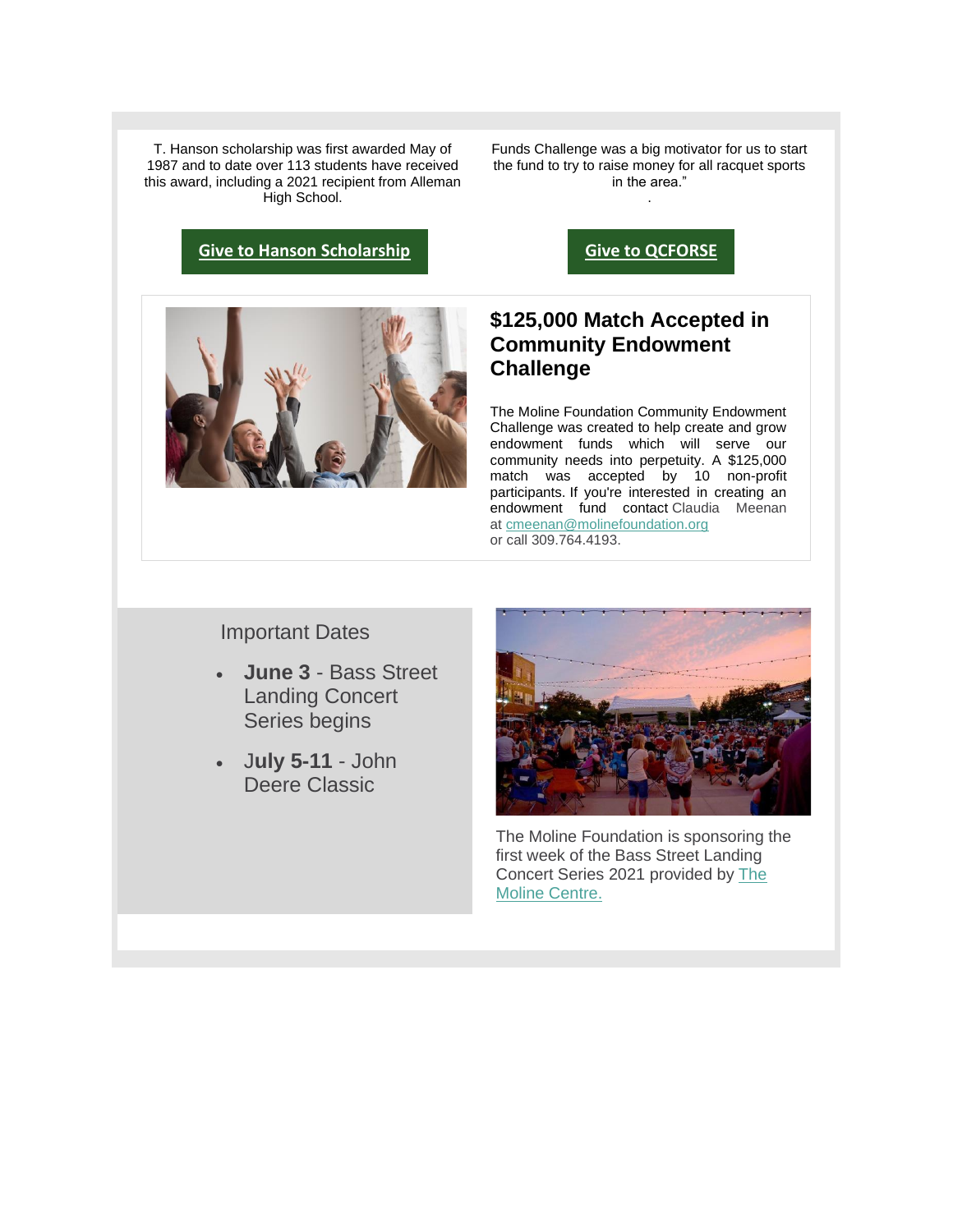T. Hanson scholarship was first awarded May of 1987 and to date over 113 students have received this award, including a 2021 recipient from Alleman High School.

Funds Challenge was a big motivator for us to start the fund to try to raise money for all racquet sports in the area."

.

**Give to Hanson Scholarship**

**Give to QCFORSE**

## $125,000 Match Accepted in Community Endowment Challenge

The Moline Foundation Community Endowment Challenge was created to help create and grow endowment funds which will serve our community needs into perpetuity. A $125,000 match was accepted by 10 non-profit participants. If you're interested in creating an endowment fund contact Claudia Meenan at cmeenan@molinefoundation.org or call 309.764.4193.

Important Dates

- **June 3** - Bass Street Landing Concert Series begins
- **July 5-11** - John Deere Classic

The Moline Foundation is sponsoring the first week of the Bass Street Landing Concert Series 2021 provided by The Moline Centre.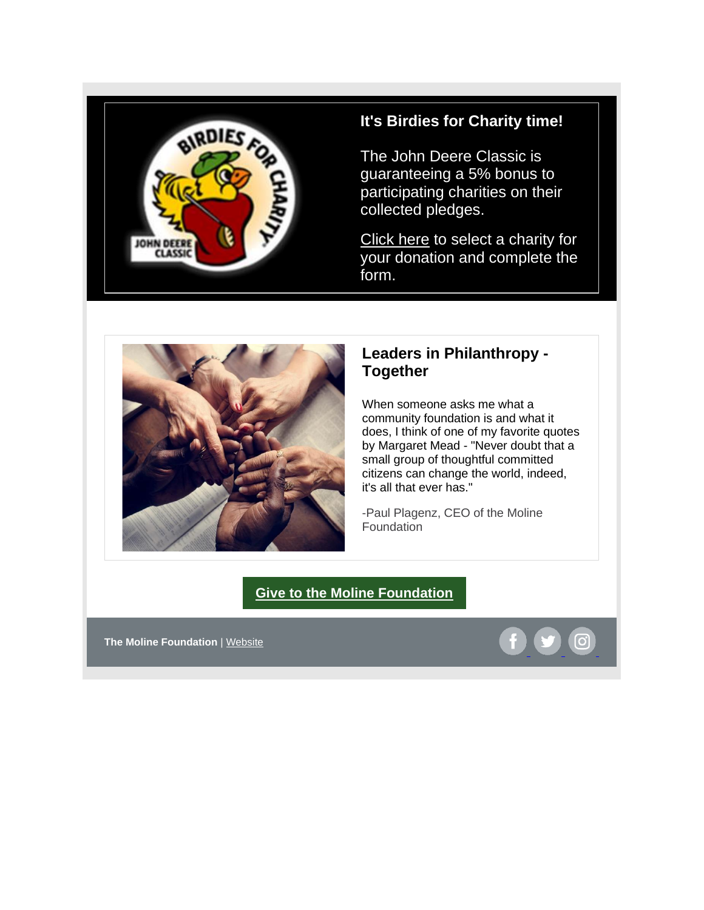## It's Birdies for Charity time!

The John Deere Classic is guaranteeing a 5% bonus to participating charities on their collected pledges.

Click here to select a charity for your donation and complete the form.

## Leaders in Philanthropy - Together

When someone asks me what a community foundation is and what it does, I think of one of my favorite quotes by Margaret Mead - "Never doubt that a small group of thoughtful committed citizens can change the world, indeed, it's all that ever has."

-Paul Plagenz, CEO of the Moline Foundation

**Give to the Moline Foundation**

**The Moline Foundation** | Website